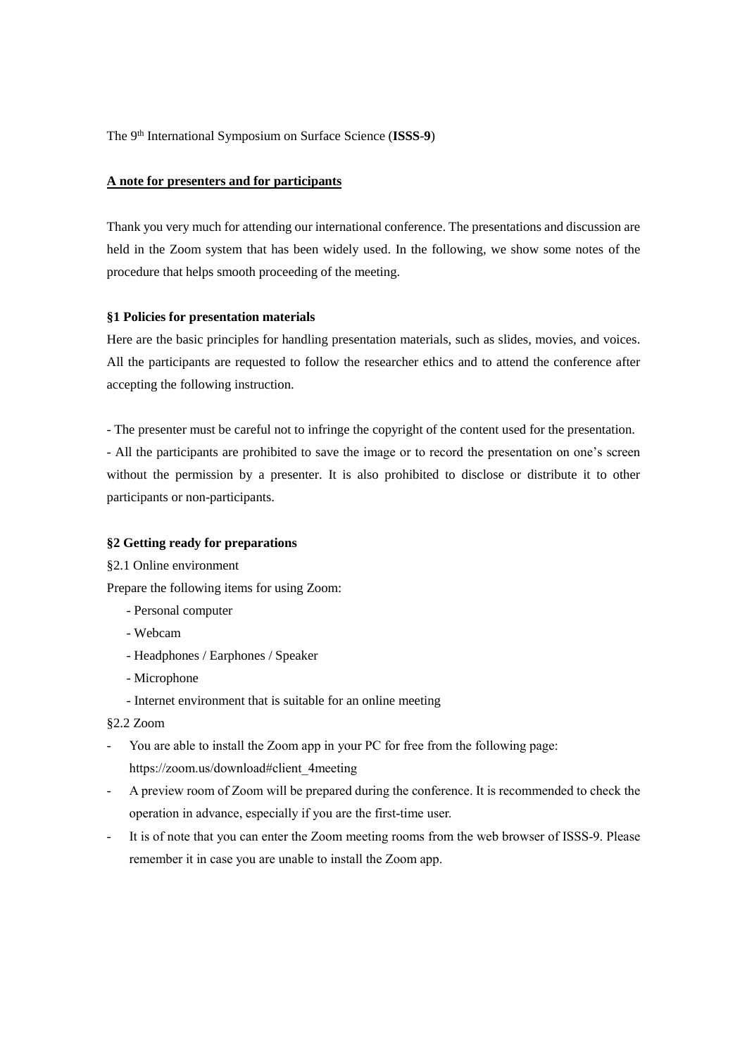The 9th International Symposium on Surface Science (**ISSS-9**)

**A note for presenters and for participants**

Thank you very much for attending our international conference. The presentations and discussion are held in the Zoom system that has been widely used. In the following, we show some notes of the procedure that helps smooth proceeding of the meeting.

**§1 Policies for presentation materials**

Here are the basic principles for handling presentation materials, such as slides, movies, and voices. All the participants are requested to follow the researcher ethics and to attend the conference after accepting the following instruction.

- The presenter must be careful not to infringe the copyright of the content used for the presentation.
- All the participants are prohibited to save the image or to record the presentation on one's screen without the permission by a presenter. It is also prohibited to disclose or distribute it to other participants or non-participants.

**§2 Getting ready for preparations**

§2.1 Online environment

Prepare the following items for using Zoom:

- Personal computer
- Webcam
- Headphones / Earphones / Speaker
- Microphone
- Internet environment that is suitable for an online meeting

§2.2 Zoom

- You are able to install the Zoom app in your PC for free from the following page: https://zoom.us/download#client_4meeting
- A preview room of Zoom will be prepared during the conference. It is recommended to check the operation in advance, especially if you are the first-time user.
- It is of note that you can enter the Zoom meeting rooms from the web browser of ISSS-9. Please remember it in case you are unable to install the Zoom app.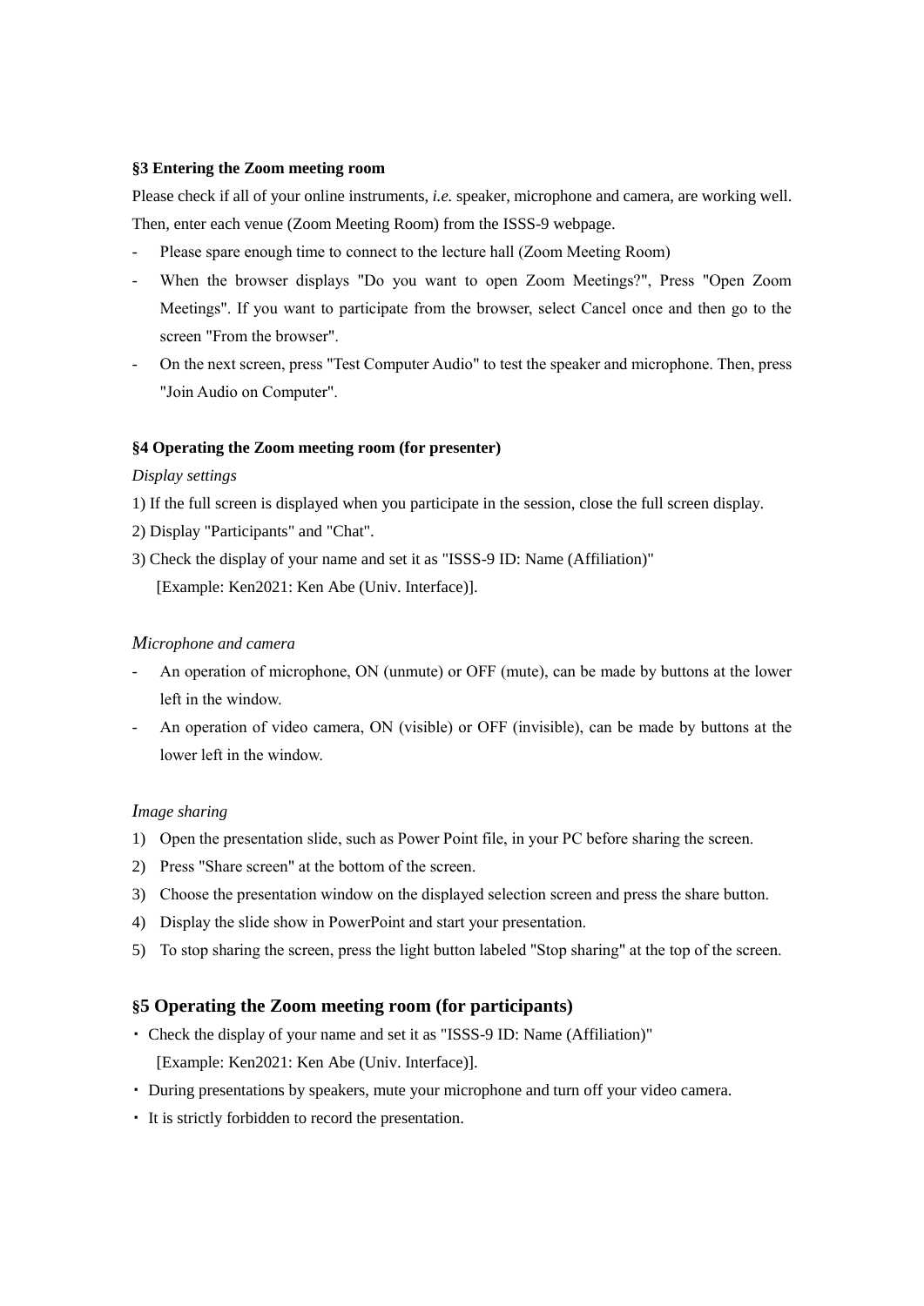### §3 Entering the Zoom meeting room

Please check if all of your online instruments, *i.e.* speaker, microphone and camera, are working well. Then, enter each venue (Zoom Meeting Room) from the ISSS-9 webpage.

- Please spare enough time to connect to the lecture hall (Zoom Meeting Room)
- When the browser displays "Do you want to open Zoom Meetings?", Press "Open Zoom Meetings". If you want to participate from the browser, select Cancel once and then go to the screen "From the browser".
- On the next screen, press "Test Computer Audio" to test the speaker and microphone. Then, press "Join Audio on Computer".

### §4 Operating the Zoom meeting room (for presenter)

*Display settings*

1) If the full screen is displayed when you participate in the session, close the full screen display.
2) Display "Participants" and "Chat".
3) Check the display of your name and set it as "ISSS-9 ID: Name (Affiliation)"
   [Example: Ken2021: Ken Abe (Univ. Interface)].

*Microphone and camera*

- An operation of microphone, ON (unmute) or OFF (mute), can be made by buttons at the lower left in the window.
- An operation of video camera, ON (visible) or OFF (invisible), can be made by buttons at the lower left in the window.

*Image sharing*

1) Open the presentation slide, such as Power Point file, in your PC before sharing the screen.
2) Press "Share screen" at the bottom of the screen.
3) Choose the presentation window on the displayed selection screen and press the share button.
4) Display the slide show in PowerPoint and start your presentation.
5) To stop sharing the screen, press the light button labeled "Stop sharing" at the top of the screen.

### §5 Operating the Zoom meeting room (for participants)

・ Check the display of your name and set it as "ISSS-9 ID: Name (Affiliation)"
  [Example: Ken2021: Ken Abe (Univ. Interface)].

・ During presentations by speakers, mute your microphone and turn off your video camera.

・ It is strictly forbidden to record the presentation.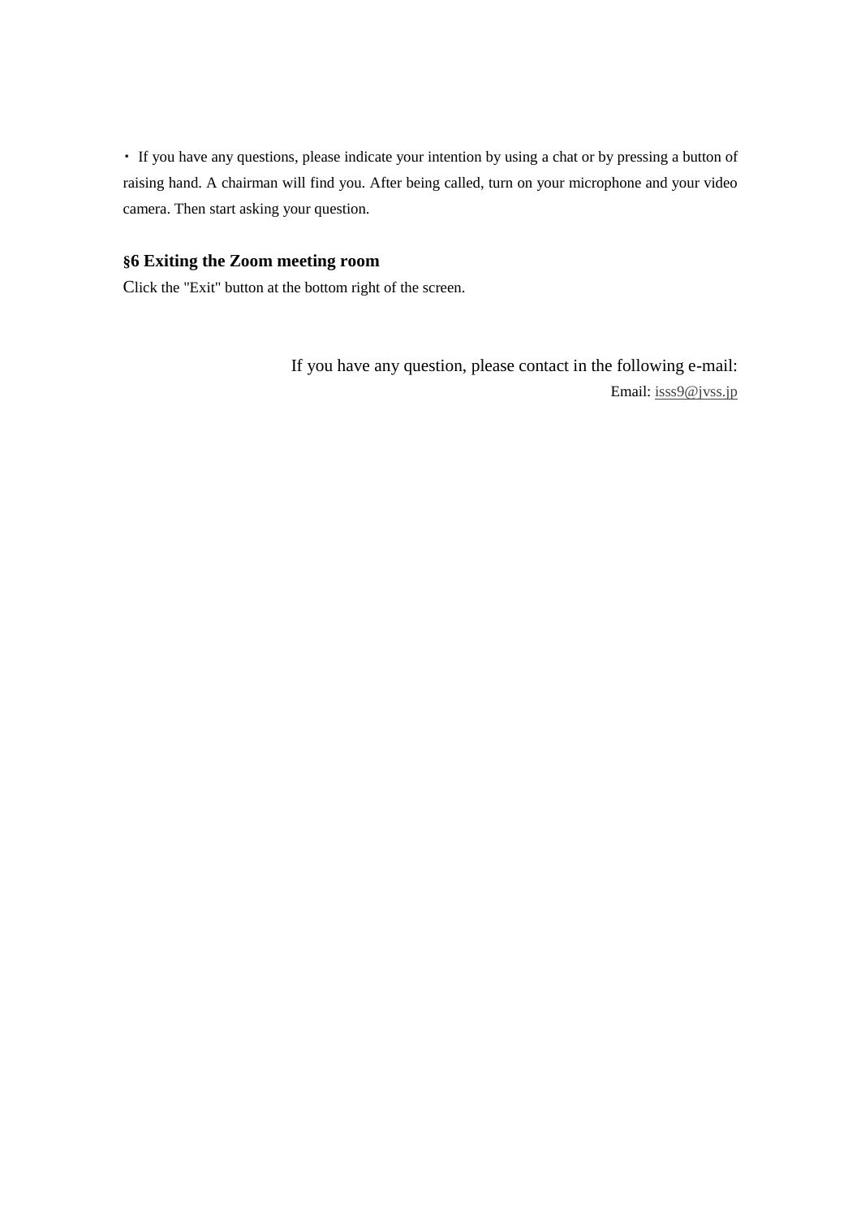・ If you have any questions, please indicate your intention by using a chat or by pressing a button of raising hand. A chairman will find you. After being called, turn on your microphone and your video camera. Then start asking your question.

### §6 Exiting the Zoom meeting room

Click the "Exit" button at the bottom right of the screen.

If you have any question, please contact in the following e-mail:

Email: isss9@jvss.jp